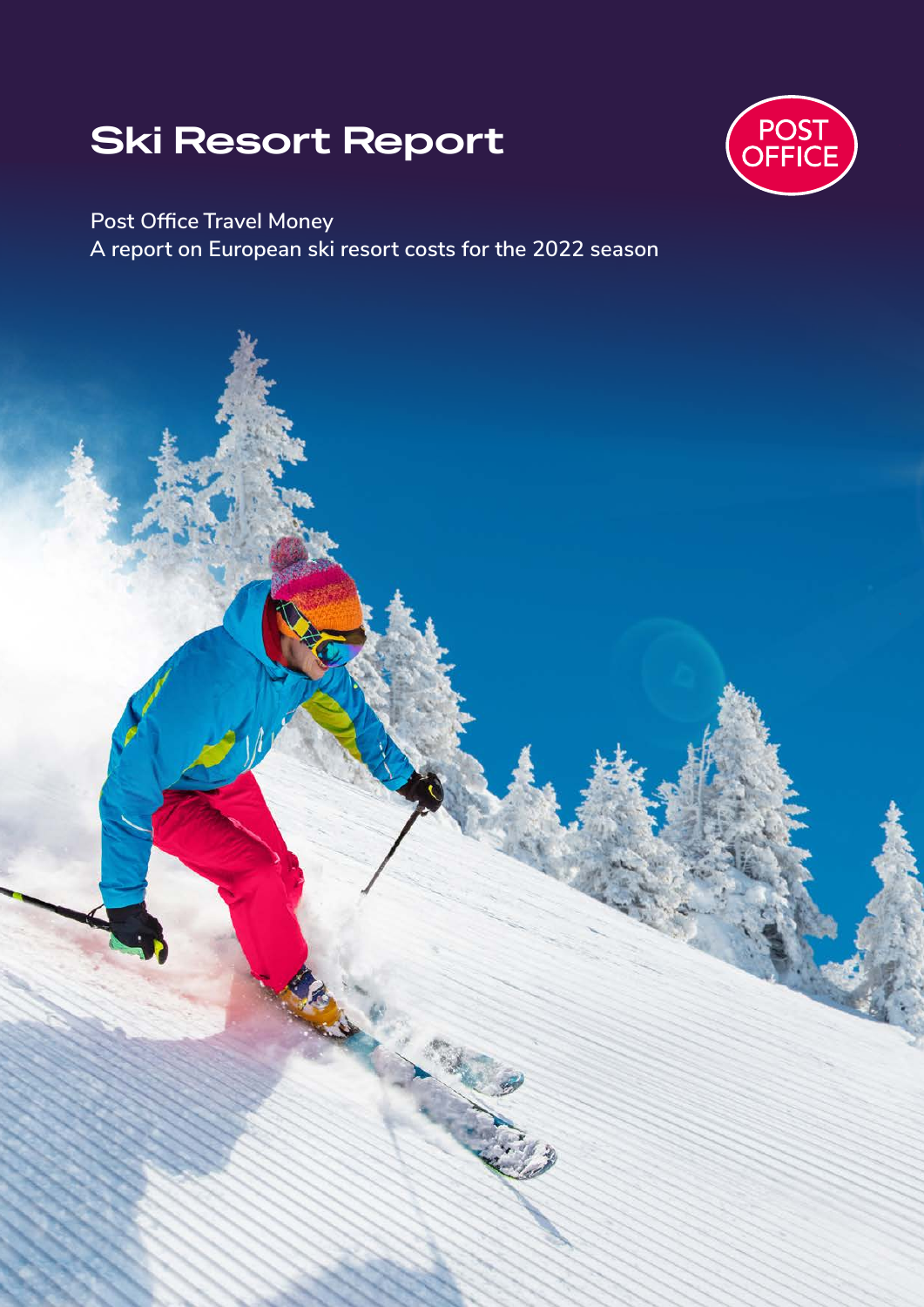# Ski Resort Report

Post Office Travel Money
A report on European ski resort costs for the 2022 season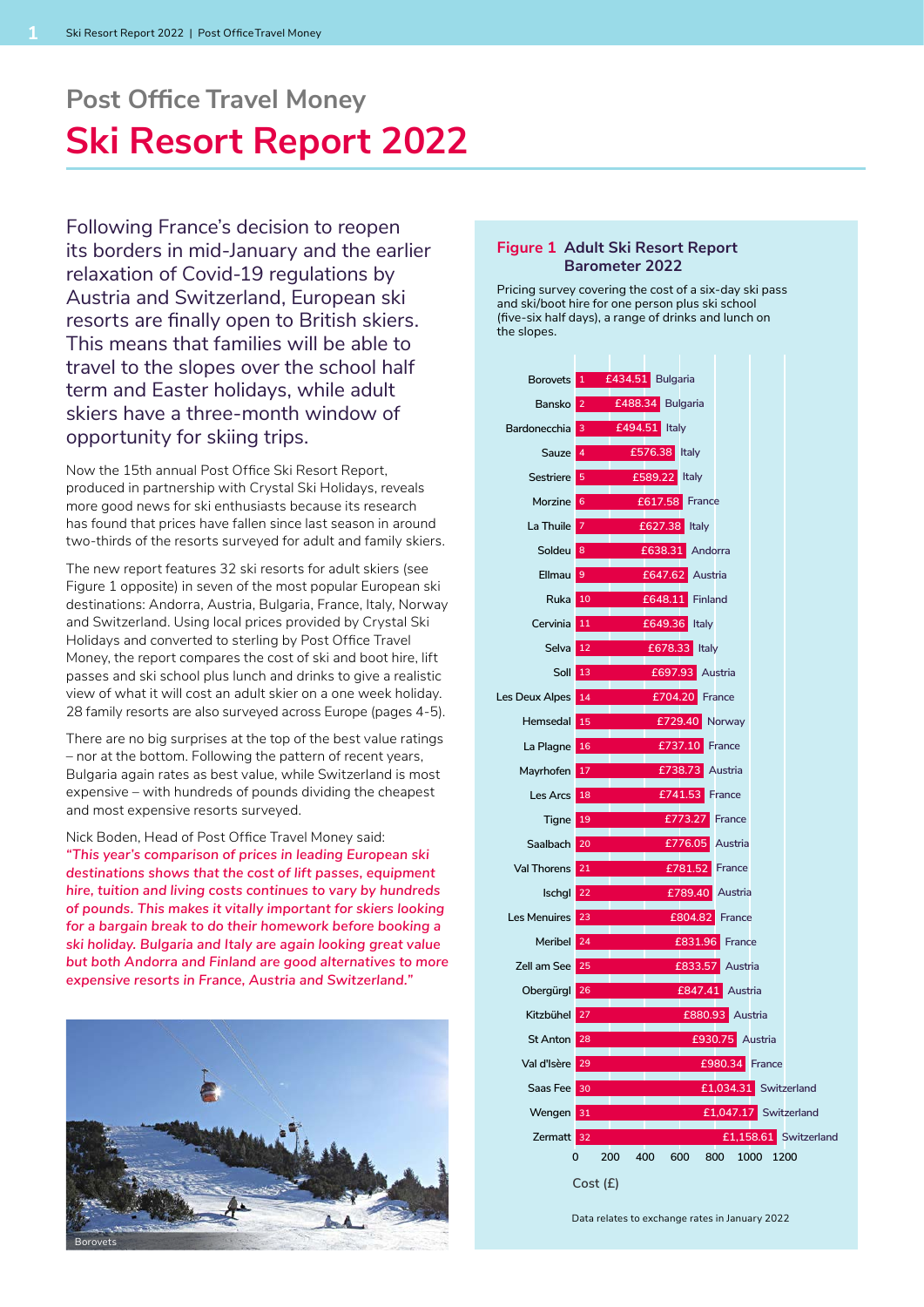# Post Office Travel Money

# Ski Resort Report 2022

Following France's decision to reopen its borders in mid-January and the earlier relaxation of Covid-19 regulations by Austria and Switzerland, European ski resorts are finally open to British skiers. This means that families will be able to travel to the slopes over the school half term and Easter holidays, while adult skiers have a three-month window of opportunity for skiing trips.

Now the 15th annual Post Office Ski Resort Report, produced in partnership with Crystal Ski Holidays, reveals more good news for ski enthusiasts because its research has found that prices have fallen since last season in around two-thirds of the resorts surveyed for adult and family skiers.

The new report features 32 ski resorts for adult skiers (see Figure 1 opposite) in seven of the most popular European ski destinations: Andorra, Austria, Bulgaria, France, Italy, Norway and Switzerland. Using local prices provided by Crystal Ski Holidays and converted to sterling by Post Office Travel Money, the report compares the cost of ski and boot hire, lift passes and ski school plus lunch and drinks to give a realistic view of what it will cost an adult skier on a one week holiday. 28 family resorts are also surveyed across Europe (pages 4-5).

There are no big surprises at the top of the best value ratings – nor at the bottom. Following the pattern of recent years, Bulgaria again rates as best value, while Switzerland is most expensive – with hundreds of pounds dividing the cheapest and most expensive resorts surveyed.

Nick Boden, Head of Post Office Travel Money said: ***"This year's comparison of prices in leading European ski destinations shows that the cost of lift passes, equipment hire, tuition and living costs continues to vary by hundreds of pounds. This makes it vitally important for skiers looking for a bargain break to do their homework before booking a ski holiday. Bulgaria and Italy are again looking great value but both Andorra and Finland are good alternatives to more expensive resorts in France, Austria and Switzerland."***

Borovets

## Figure 1 Adult Ski Resort Report Barometer 2022

Pricing survey covering the cost of a six-day ski pass and ski/boot hire for one person plus ski school (five-six half days), a range of drinks and lunch on the slopes.

| Rank | Resort | Cost (£) | Country |
|---|---|---|---|
| 1 | Borovets | £434.51 | Bulgaria |
| 2 | Bansko | £488.34 | Bulgaria |
| 3 | Bardonecchia | £494.51 | Italy |
| 4 | Sauze | £576.38 | Italy |
| 5 | Sestriere | £589.22 | Italy |
| 6 | Morzine | £617.58 | France |
| 7 | La Thuile | £627.38 | Italy |
| 8 | Soldeu | £638.31 | Andorra |
| 9 | Ellmau | £647.62 | Austria |
| 10 | Ruka | £648.11 | Finland |
| 11 | Cervinia | £649.36 | Italy |
| 12 | Selva | £678.33 | Italy |
| 13 | Soll | £697.93 | Austria |
| 14 | Les Deux Alpes | £704.20 | France |
| 15 | Hemsedal | £729.40 | Norway |
| 16 | La Plagne | £737.10 | France |
| 17 | Mayrhofen | £738.73 | Austria |
| 18 | Les Arcs | £741.53 | France |
| 19 | Tigne | £773.27 | France |
| 20 | Saalbach | £776.05 | Austria |
| 21 | Val Thorens | £781.52 | France |
| 22 | Ischgl | £789.40 | Austria |
| 23 | Les Menuires | £804.82 | France |
| 24 | Meribel | £831.96 | France |
| 25 | Zell am See | £833.57 | Austria |
| 26 | Obergürgl | £847.41 | Austria |
| 27 | Kitzbühel | £880.93 | Austria |
| 28 | St Anton | £930.75 | Austria |
| 29 | Val d'Isère | £980.34 | France |
| 30 | Saas Fee | £1,034.31 | Switzerland |
| 31 | Wengen | £1,047.17 | Switzerland |
| 32 | Zermatt | £1,158.61 | Switzerland |

Cost (£)

Data relates to exchange rates in January 2022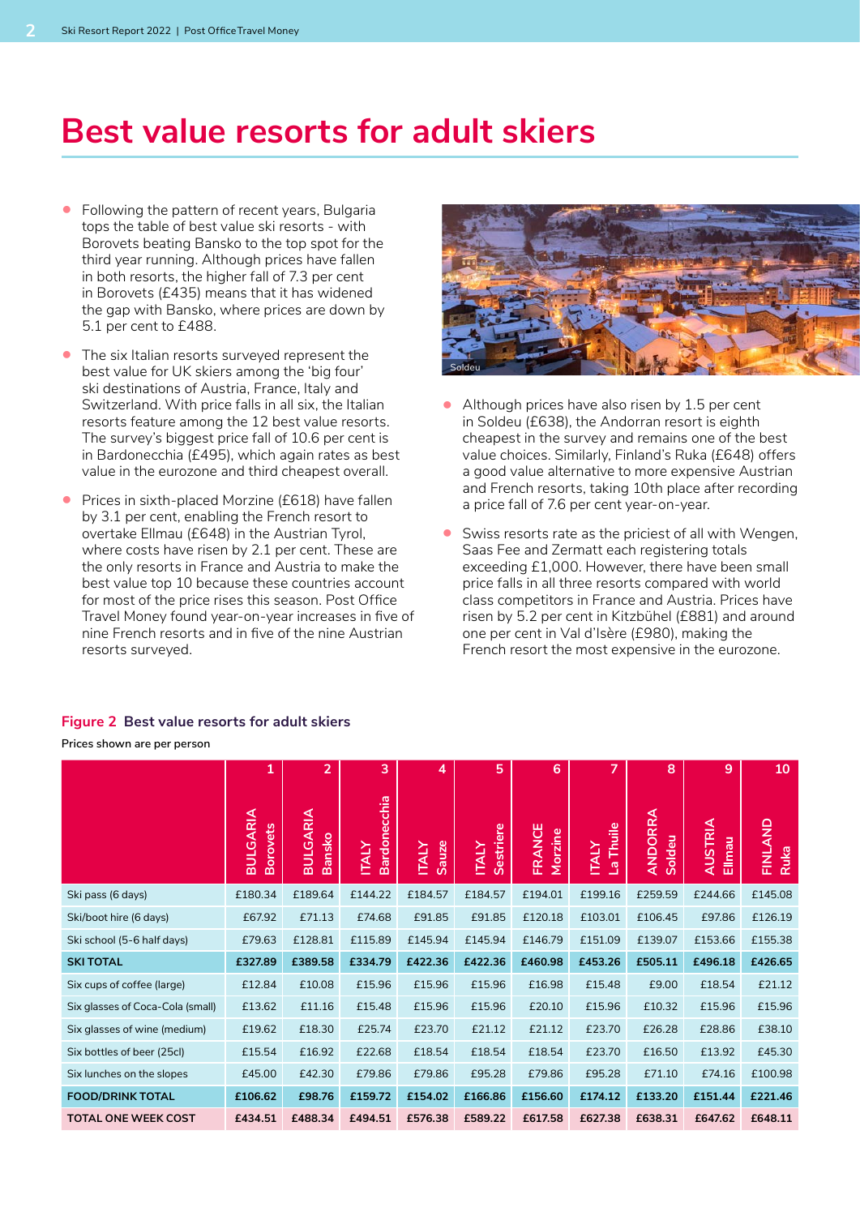# Best value resorts for adult skiers

- Following the pattern of recent years, Bulgaria tops the table of best value ski resorts - with Borovets beating Bansko to the top spot for the third year running. Although prices have fallen in both resorts, the higher fall of 7.3 per cent in Borovets (£435) means that it has widened the gap with Bansko, where prices are down by 5.1 per cent to £488.
- The six Italian resorts surveyed represent the best value for UK skiers among the 'big four' ski destinations of Austria, France, Italy and Switzerland. With price falls in all six, the Italian resorts feature among the 12 best value resorts. The survey's biggest price fall of 10.6 per cent is in Bardonecchia (£495), which again rates as best value in the eurozone and third cheapest overall.
- Prices in sixth-placed Morzine (£618) have fallen by 3.1 per cent, enabling the French resort to overtake Ellmau (£648) in the Austrian Tyrol, where costs have risen by 2.1 per cent. These are the only resorts in France and Austria to make the best value top 10 because these countries account for most of the price rises this season. Post Office Travel Money found year-on-year increases in five of nine French resorts and in five of the nine Austrian resorts surveyed.

Soldeu

- Although prices have also risen by 1.5 per cent in Soldeu (£638), the Andorran resort is eighth cheapest in the survey and remains one of the best value choices. Similarly, Finland's Ruka (£648) offers a good value alternative to more expensive Austrian and French resorts, taking 10th place after recording a price fall of 7.6 per cent year-on-year.
- Swiss resorts rate as the priciest of all with Wengen, Saas Fee and Zermatt each registering totals exceeding £1,000. However, there have been small price falls in all three resorts compared with world class competitors in France and Austria. Prices have risen by 5.2 per cent in Kitzbühel (£881) and around one per cent in Val d'Isère (£980), making the French resort the most expensive in the eurozone.

**Figure 2 Best value resorts for adult skiers**

Prices shown are per person

| | 1 BULGARIA Borovets | 2 BULGARIA Bansko | 3 ITALY Bardonecchia | 4 ITALY Sauze | 5 ITALY Sestriere | 6 FRANCE Morzine | 7 ITALY La Thuile | 8 ANDORRA Soldeu | 9 AUSTRIA Ellmau | 10 FINLAND Ruka |
|---|---|---|---|---|---|---|---|---|---|---|
| Ski pass (6 days) | £180.34 | £189.64 | £144.22 | £184.57 | £184.57 | £194.01 | £199.16 | £259.59 | £244.66 | £145.08 |
| Ski/boot hire (6 days) | £67.92 | £71.13 | £74.68 | £91.85 | £91.85 | £120.18 | £103.01 | £106.45 | £97.86 | £126.19 |
| Ski school (5-6 half days) | £79.63 | £128.81 | £115.89 | £145.94 | £145.94 | £146.79 | £151.09 | £139.07 | £153.66 | £155.38 |
| **SKI TOTAL** | **£327.89** | **£389.58** | **£334.79** | **£422.36** | **£422.36** | **£460.98** | **£453.26** | **£505.11** | **£496.18** | **£426.65** |
| Six cups of coffee (large) | £12.84 | £10.08 | £15.96 | £15.96 | £15.96 | £16.98 | £15.48 | £9.00 | £18.54 | £21.12 |
| Six glasses of Coca-Cola (small) | £13.62 | £11.16 | £15.48 | £15.96 | £15.96 | £20.10 | £15.96 | £10.32 | £15.96 | £15.96 |
| Six glasses of wine (medium) | £19.62 | £18.30 | £25.74 | £23.70 | £21.12 | £21.12 | £23.70 | £26.28 | £28.86 | £38.10 |
| Six bottles of beer (25cl) | £15.54 | £16.92 | £22.68 | £18.54 | £18.54 | £18.54 | £23.70 | £16.50 | £13.92 | £45.30 |
| Six lunches on the slopes | £45.00 | £42.30 | £79.86 | £79.86 | £95.28 | £79.86 | £95.28 | £71.10 | £74.16 | £100.98 |
| **FOOD/DRINK TOTAL** | **£106.62** | **£98.76** | **£159.72** | **£154.02** | **£166.86** | **£156.60** | **£174.12** | **£133.20** | **£151.44** | **£221.46** |
| **TOTAL ONE WEEK COST** | **£434.51** | **£488.34** | **£494.51** | **£576.38** | **£589.22** | **£617.58** | **£627.38** | **£638.31** | **£647.62** | **£648.11** |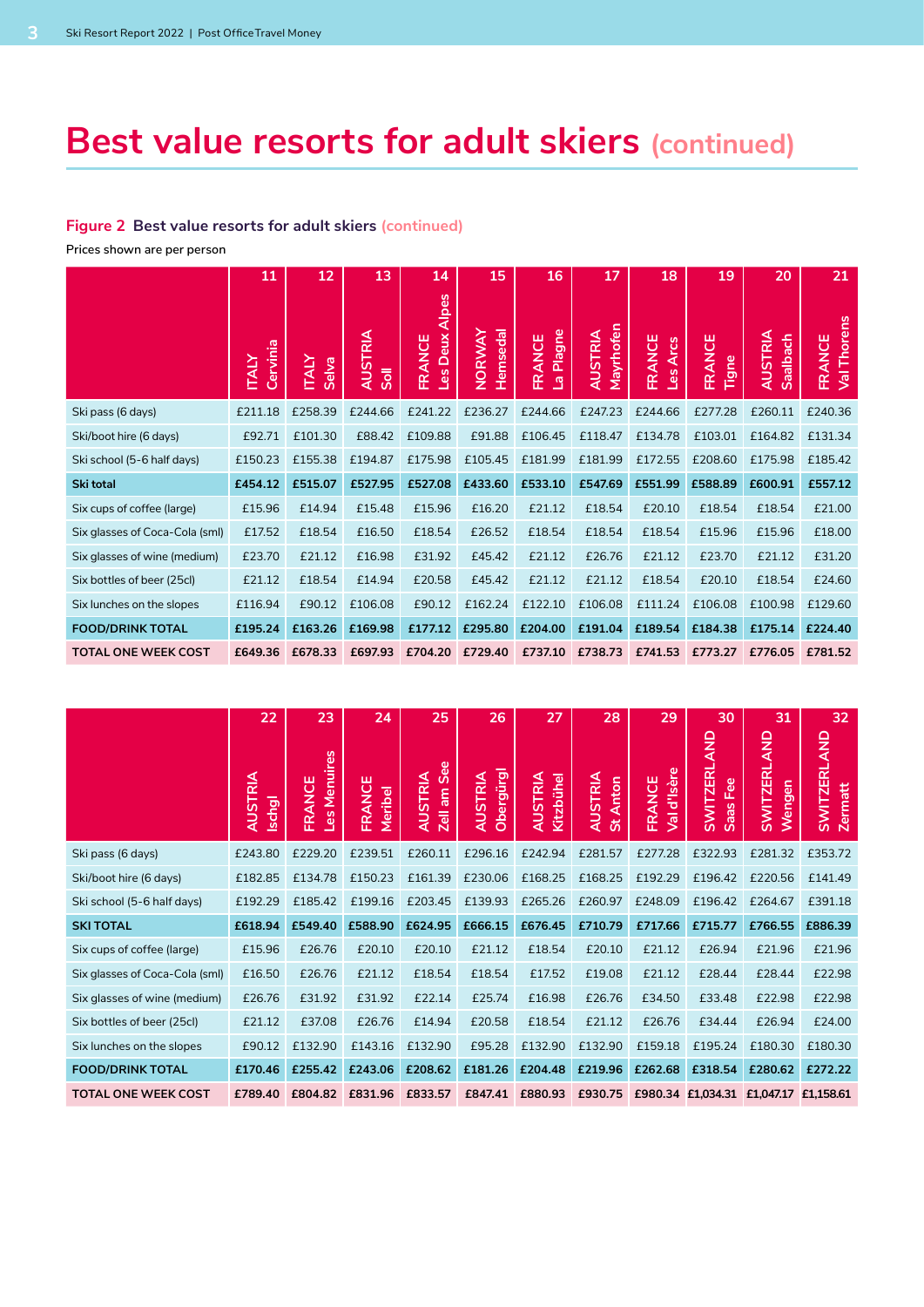# Best value resorts for adult skiers (continued)

### Figure 2 Best value resorts for adult skiers (continued)

Prices shown are per person

| | 11 ITALY Cervinia | 12 ITALY Selva | 13 AUSTRIA Soll | 14 FRANCE Les Deux Alpes | 15 NORWAY Hemsedal | 16 FRANCE La Plagne | 17 AUSTRIA Mayrhofen | 18 FRANCE Les Arcs | 19 FRANCE Tigne | 20 AUSTRIA Saalbach | 21 FRANCE Val Thorens |
|---|---|---|---|---|---|---|---|---|---|---|---|
| Ski pass (6 days) | £211.18 | £258.39 | £244.66 | £241.22 | £236.27 | £244.66 | £247.23 | £244.66 | £277.28 | £260.11 | £240.36 |
| Ski/boot hire (6 days) | £92.71 | £101.30 | £88.42 | £109.88 | £91.88 | £106.45 | £118.47 | £134.78 | £103.01 | £164.82 | £131.34 |
| Ski school (5-6 half days) | £150.23 | £155.38 | £194.87 | £175.98 | £105.45 | £181.99 | £181.99 | £172.55 | £208.60 | £175.98 | £185.42 |
| **Ski total** | **£454.12** | **£515.07** | **£527.95** | **£527.08** | **£433.60** | **£533.10** | **£547.69** | **£551.99** | **£588.89** | **£600.91** | **£557.12** |
| Six cups of coffee (large) | £15.96 | £14.94 | £15.48 | £15.96 | £16.20 | £21.12 | £18.54 | £20.10 | £18.54 | £18.54 | £21.00 |
| Six glasses of Coca-Cola (sml) | £17.52 | £18.54 | £16.50 | £18.54 | £26.52 | £18.54 | £18.54 | £18.54 | £15.96 | £15.96 | £18.00 |
| Six glasses of wine (medium) | £23.70 | £21.12 | £16.98 | £31.92 | £45.42 | £21.12 | £26.76 | £21.12 | £23.70 | £21.12 | £31.20 |
| Six bottles of beer (25cl) | £21.12 | £18.54 | £14.94 | £20.58 | £45.42 | £21.12 | £21.12 | £18.54 | £20.10 | £18.54 | £24.60 |
| Six lunches on the slopes | £116.94 | £90.12 | £106.08 | £90.12 | £162.24 | £122.10 | £106.08 | £111.24 | £106.08 | £100.98 | £129.60 |
| **FOOD/DRINK TOTAL** | **£195.24** | **£163.26** | **£169.98** | **£177.12** | **£295.80** | **£204.00** | **£191.04** | **£189.54** | **£184.38** | **£175.14** | **£224.40** |
| **TOTAL ONE WEEK COST** | **£649.36** | **£678.33** | **£697.93** | **£704.20** | **£729.40** | **£737.10** | **£738.73** | **£741.53** | **£773.27** | **£776.05** | **£781.52** |

| | 22 AUSTRIA Ischgl | 23 FRANCE Les Menuires | 24 FRANCE Meribel | 25 AUSTRIA Zell am See | 26 AUSTRIA Obergürgl | 27 AUSTRIA Kitzbühel | 28 AUSTRIA St Anton | 29 FRANCE Val d'Isère | 30 SWITZERLAND Saas Fee | 31 SWITZERLAND Wengen | 32 SWITZERLAND Zermatt |
|---|---|---|---|---|---|---|---|---|---|---|---|
| Ski pass (6 days) | £243.80 | £229.20 | £239.51 | £260.11 | £296.16 | £242.94 | £281.57 | £277.28 | £322.93 | £281.32 | £353.72 |
| Ski/boot hire (6 days) | £182.85 | £134.78 | £150.23 | £161.39 | £230.06 | £168.25 | £168.25 | £192.29 | £196.42 | £220.56 | £141.49 |
| Ski school (5-6 half days) | £192.29 | £185.42 | £199.16 | £203.45 | £139.93 | £265.26 | £260.97 | £248.09 | £196.42 | £264.67 | £391.18 |
| **SKI TOTAL** | **£618.94** | **£549.40** | **£588.90** | **£624.95** | **£666.15** | **£676.45** | **£710.79** | **£717.66** | **£715.77** | **£766.55** | **£886.39** |
| Six cups of coffee (large) | £15.96 | £26.76 | £20.10 | £20.10 | £21.12 | £18.54 | £20.10 | £21.12 | £26.94 | £21.96 | £21.96 |
| Six glasses of Coca-Cola (sml) | £16.50 | £26.76 | £21.12 | £18.54 | £18.54 | £17.52 | £19.08 | £21.12 | £28.44 | £28.44 | £22.98 |
| Six glasses of wine (medium) | £26.76 | £31.92 | £31.92 | £22.14 | £25.74 | £16.98 | £26.76 | £34.50 | £33.48 | £22.98 | £22.98 |
| Six bottles of beer (25cl) | £21.12 | £37.08 | £26.76 | £14.94 | £20.58 | £18.54 | £21.12 | £26.76 | £34.44 | £26.94 | £24.00 |
| Six lunches on the slopes | £90.12 | £132.90 | £143.16 | £132.90 | £95.28 | £132.90 | £132.90 | £159.18 | £195.24 | £180.30 | £180.30 |
| **FOOD/DRINK TOTAL** | **£170.46** | **£255.42** | **£243.06** | **£208.62** | **£181.26** | **£204.48** | **£219.96** | **£262.68** | **£318.54** | **£280.62** | **£272.22** |
| **TOTAL ONE WEEK COST** | **£789.40** | **£804.82** | **£831.96** | **£833.57** | **£847.41** | **£880.93** | **£930.75** | **£980.34** | **£1,034.31** | **£1,047.17** | **£1,158.61** |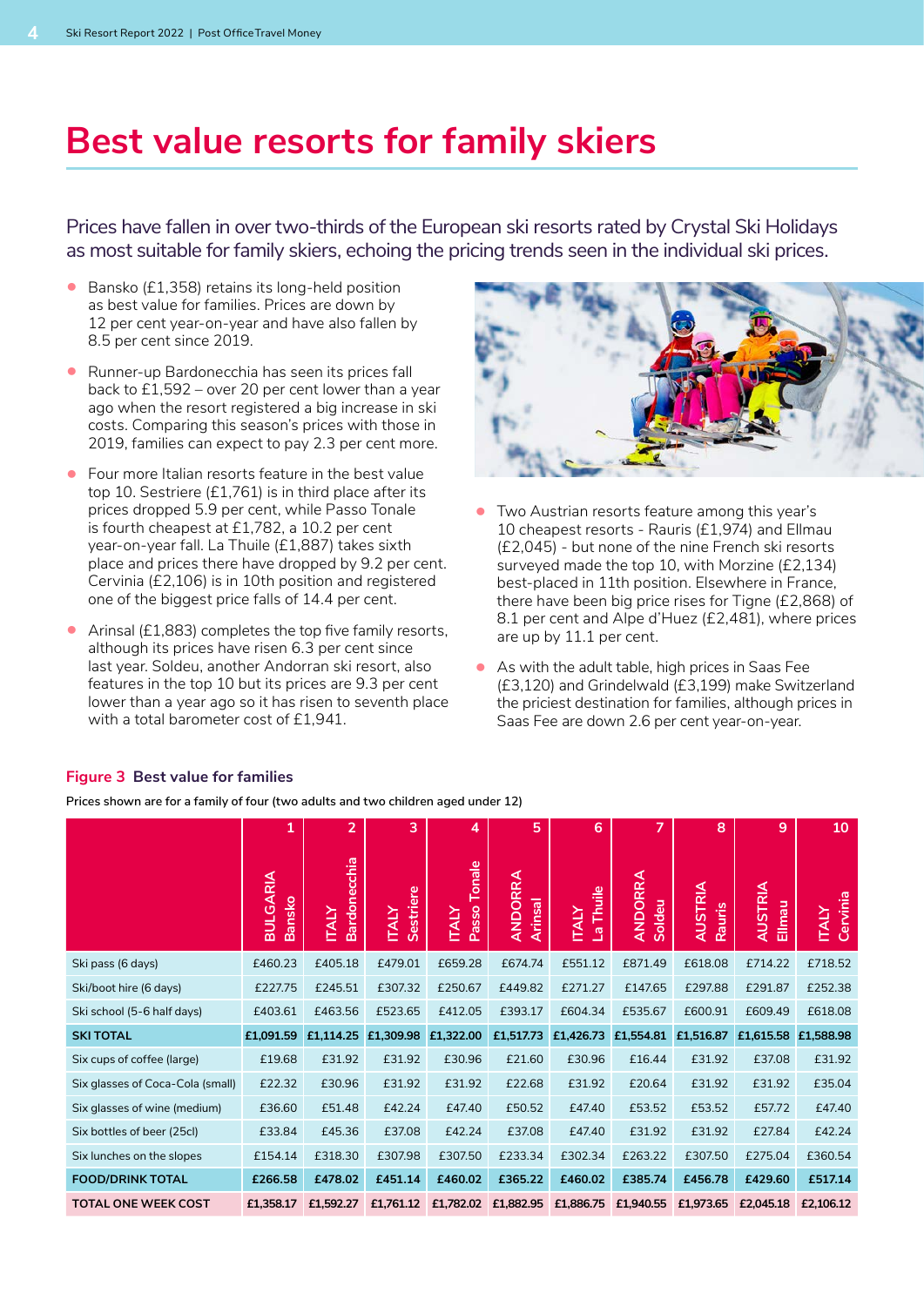# Best value resorts for family skiers

Prices have fallen in over two-thirds of the European ski resorts rated by Crystal Ski Holidays as most suitable for family skiers, echoing the pricing trends seen in the individual ski prices.

- Bansko (£1,358) retains its long-held position as best value for families. Prices are down by 12 per cent year-on-year and have also fallen by 8.5 per cent since 2019.
- Runner-up Bardonecchia has seen its prices fall back to £1,592 – over 20 per cent lower than a year ago when the resort registered a big increase in ski costs. Comparing this season's prices with those in 2019, families can expect to pay 2.3 per cent more.
- Four more Italian resorts feature in the best value top 10. Sestriere (£1,761) is in third place after its prices dropped 5.9 per cent, while Passo Tonale is fourth cheapest at £1,782, a 10.2 per cent year-on-year fall. La Thuile (£1,887) takes sixth place and prices there have dropped by 9.2 per cent. Cervinia (£2,106) is in 10th position and registered one of the biggest price falls of 14.4 per cent.
- Arinsal (£1,883) completes the top five family resorts, although its prices have risen 6.3 per cent since last year. Soldeu, another Andorran ski resort, also features in the top 10 but its prices are 9.3 per cent lower than a year ago so it has risen to seventh place with a total barometer cost of £1,941.
- Two Austrian resorts feature among this year's 10 cheapest resorts - Rauris (£1,974) and Ellmau (£2,045) - but none of the nine French ski resorts surveyed made the top 10, with Morzine (£2,134) best-placed in 11th position. Elsewhere in France, there have been big price rises for Tigne (£2,868) of 8.1 per cent and Alpe d'Huez (£2,481), where prices are up by 11.1 per cent.
- As with the adult table, high prices in Saas Fee (£3,120) and Grindelwald (£3,199) make Switzerland the priciest destination for families, although prices in Saas Fee are down 2.6 per cent year-on-year.

**Figure 3 Best value for families**

Prices shown are for a family of four (two adults and two children aged under 12)

| | 1 | 2 | 3 | 4 | 5 | 6 | 7 | 8 | 9 | 10 |
|---|---|---|---|---|---|---|---|---|---|---|
| | BULGARIA Bansko | ITALY Bardonecchia | ITALY Sestriere | ITALY Passo Tonale | ANDORRA Arinsal | ITALY La Thuile | ANDORRA Soldeu | AUSTRIA Rauris | AUSTRIA Ellmau | ITALY Cervinia |
| Ski pass (6 days) | £460.23 | £405.18 | £479.01 | £659.28 | £674.74 | £551.12 | £871.49 | £618.08 | £714.22 | £718.52 |
| Ski/boot hire (6 days) | £227.75 | £245.51 | £307.32 | £250.67 | £449.82 | £271.27 | £147.65 | £297.88 | £291.87 | £252.38 |
| Ski school (5-6 half days) | £403.61 | £463.56 | £523.65 | £412.05 | £393.17 | £604.34 | £535.67 | £600.91 | £609.49 | £618.08 |
| **SKI TOTAL** | **£1,091.59** | **£1,114.25** | **£1,309.98** | **£1,322.00** | **£1,517.73** | **£1,426.73** | **£1,554.81** | **£1,516.87** | **£1,615.58** | **£1,588.98** |
| Six cups of coffee (large) | £19.68 | £31.92 | £31.92 | £30.96 | £21.60 | £30.96 | £16.44 | £31.92 | £37.08 | £31.92 |
| Six glasses of Coca-Cola (small) | £22.32 | £30.96 | £31.92 | £31.92 | £22.68 | £31.92 | £20.64 | £31.92 | £31.92 | £35.04 |
| Six glasses of wine (medium) | £36.60 | £51.48 | £42.24 | £47.40 | £50.52 | £47.40 | £53.52 | £53.52 | £57.72 | £47.40 |
| Six bottles of beer (25cl) | £33.84 | £45.36 | £37.08 | £42.24 | £37.08 | £47.40 | £31.92 | £31.92 | £27.84 | £42.24 |
| Six lunches on the slopes | £154.14 | £318.30 | £307.98 | £307.50 | £233.34 | £302.34 | £263.22 | £307.50 | £275.04 | £360.54 |
| **FOOD/DRINK TOTAL** | **£266.58** | **£478.02** | **£451.14** | **£460.02** | **£365.22** | **£460.02** | **£385.74** | **£456.78** | **£429.60** | **£517.14** |
| **TOTAL ONE WEEK COST** | **£1,358.17** | **£1,592.27** | **£1,761.12** | **£1,782.02** | **£1,882.95** | **£1,886.75** | **£1,940.55** | **£1,973.65** | **£2,045.18** | **£2,106.12** |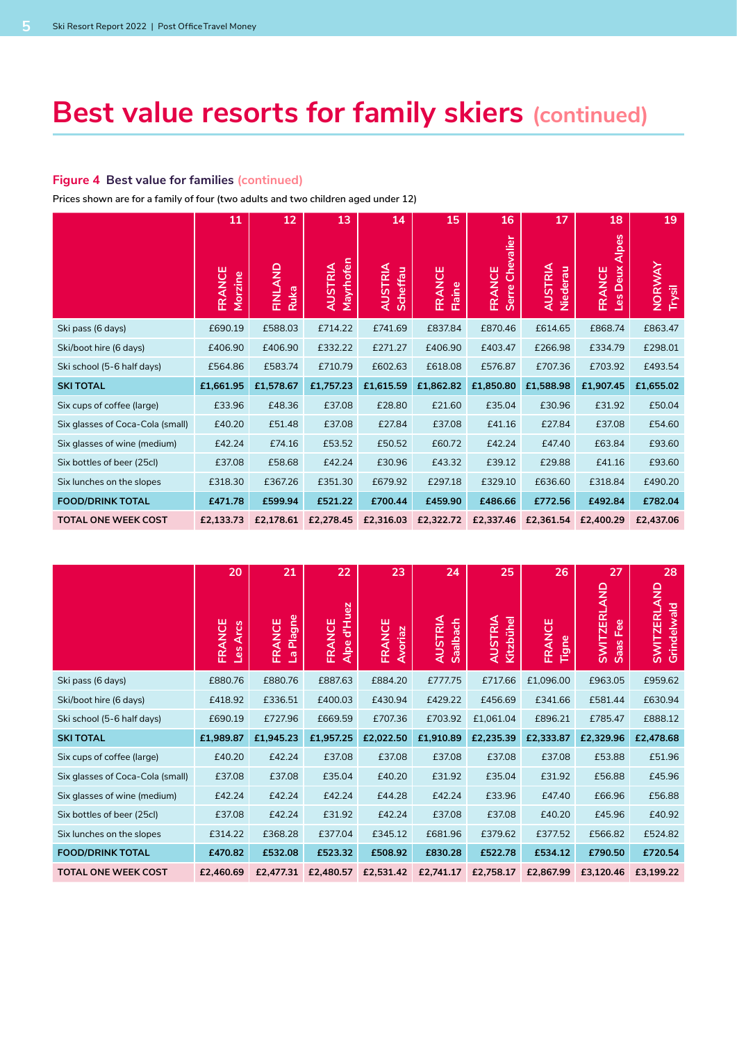# Best value resorts for family skiers (continued)

**Figure 4 Best value for families (continued)**

Prices shown are for a family of four (two adults and two children aged under 12)

| | 11 FRANCE Morzine | 12 FINLAND Ruka | 13 AUSTRIA Mayrhofen | 14 AUSTRIA Scheffau | 15 FRANCE Flaine | 16 FRANCE Serre Chevalier | 17 AUSTRIA Niederau | 18 FRANCE Les Deux Alpes | 19 NORWAY Trysil |
|---|---|---|---|---|---|---|---|---|---|
| Ski pass (6 days) | £690.19 | £588.03 | £714.22 | £741.69 | £837.84 | £870.46 | £614.65 | £868.74 | £863.47 |
| Ski/boot hire (6 days) | £406.90 | £406.90 | £332.22 | £271.27 | £406.90 | £403.47 | £266.98 | £334.79 | £298.01 |
| Ski school (5-6 half days) | £564.86 | £583.74 | £710.79 | £602.63 | £618.08 | £576.87 | £707.36 | £703.92 | £493.54 |
| **SKI TOTAL** | **£1,661.95** | **£1,578.67** | **£1,757.23** | **£1,615.59** | **£1,862.82** | **£1,850.80** | **£1,588.98** | **£1,907.45** | **£1,655.02** |
| Six cups of coffee (large) | £33.96 | £48.36 | £37.08 | £28.80 | £21.60 | £35.04 | £30.96 | £31.92 | £50.04 |
| Six glasses of Coca-Cola (small) | £40.20 | £51.48 | £37.08 | £27.84 | £37.08 | £41.16 | £27.84 | £37.08 | £54.60 |
| Six glasses of wine (medium) | £42.24 | £74.16 | £53.52 | £50.52 | £60.72 | £42.24 | £47.40 | £63.84 | £93.60 |
| Six bottles of beer (25cl) | £37.08 | £58.68 | £42.24 | £30.96 | £43.32 | £39.12 | £29.88 | £41.16 | £93.60 |
| Six lunches on the slopes | £318.30 | £367.26 | £351.30 | £679.92 | £297.18 | £329.10 | £636.60 | £318.84 | £490.20 |
| **FOOD/DRINK TOTAL** | **£471.78** | **£599.94** | **£521.22** | **£700.44** | **£459.90** | **£486.66** | **£772.56** | **£492.84** | **£782.04** |
| **TOTAL ONE WEEK COST** | **£2,133.73** | **£2,178.61** | **£2,278.45** | **£2,316.03** | **£2,322.72** | **£2,337.46** | **£2,361.54** | **£2,400.29** | **£2,437.06** |

| | 20 FRANCE Les Arcs | 21 FRANCE La Plagne | 22 FRANCE Alpe d'Huez | 23 FRANCE Avoriaz | 24 AUSTRIA Saalbach | 25 AUSTRIA Kitzbühel | 26 FRANCE Tigne | 27 SWITZERLAND Saas Fee | 28 SWITZERLAND Grindelwald |
|---|---|---|---|---|---|---|---|---|---|
| Ski pass (6 days) | £880.76 | £880.76 | £887.63 | £884.20 | £777.75 | £717.66 | £1,096.00 | £963.05 | £959.62 |
| Ski/boot hire (6 days) | £418.92 | £336.51 | £400.03 | £430.94 | £429.22 | £456.69 | £341.66 | £581.44 | £630.94 |
| Ski school (5-6 half days) | £690.19 | £727.96 | £669.59 | £707.36 | £703.92 | £1,061.04 | £896.21 | £785.47 | £888.12 |
| **SKI TOTAL** | **£1,989.87** | **£1,945.23** | **£1,957.25** | **£2,022.50** | **£1,910.89** | **£2,235.39** | **£2,333.87** | **£2,329.96** | **£2,478.68** |
| Six cups of coffee (large) | £40.20 | £42.24 | £37.08 | £37.08 | £37.08 | £37.08 | £37.08 | £53.88 | £51.96 |
| Six glasses of Coca-Cola (small) | £37.08 | £37.08 | £35.04 | £40.20 | £31.92 | £35.04 | £31.92 | £56.88 | £45.96 |
| Six glasses of wine (medium) | £42.24 | £42.24 | £42.24 | £44.28 | £42.24 | £33.96 | £47.40 | £66.96 | £56.88 |
| Six bottles of beer (25cl) | £37.08 | £42.24 | £31.92 | £42.24 | £37.08 | £37.08 | £40.20 | £45.96 | £40.92 |
| Six lunches on the slopes | £314.22 | £368.28 | £377.04 | £345.12 | £681.96 | £379.62 | £377.52 | £566.82 | £524.82 |
| **FOOD/DRINK TOTAL** | **£470.82** | **£532.08** | **£523.32** | **£508.92** | **£830.28** | **£522.78** | **£534.12** | **£790.50** | **£720.54** |
| **TOTAL ONE WEEK COST** | **£2,460.69** | **£2,477.31** | **£2,480.57** | **£2,531.42** | **£2,741.17** | **£2,758.17** | **£2,867.99** | **£3,120.46** | **£3,199.22** |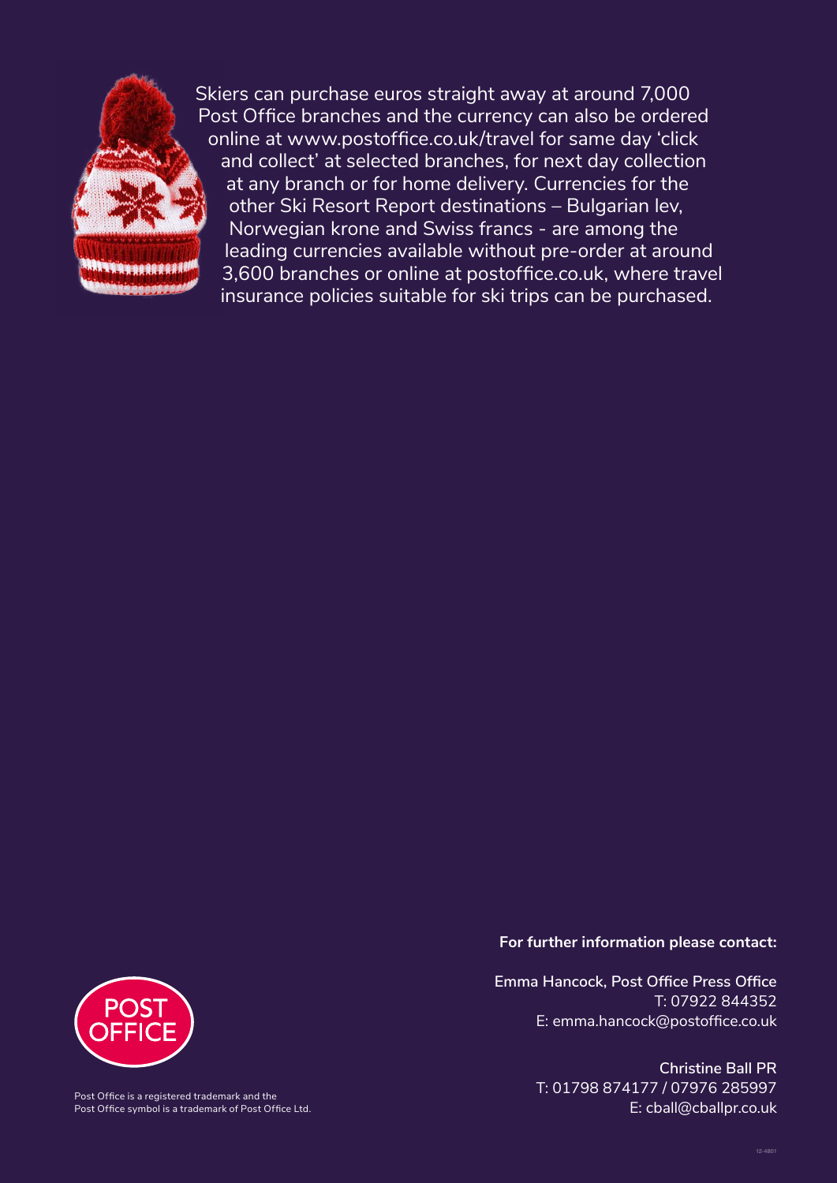Skiers can purchase euros straight away at around 7,000 Post Office branches and the currency can also be ordered online at www.postoffice.co.uk/travel for same day 'click and collect' at selected branches, for next day collection at any branch or for home delivery. Currencies for the other Ski Resort Report destinations – Bulgarian lev, Norwegian krone and Swiss francs - are among the leading currencies available without pre-order at around 3,600 branches or online at postoffice.co.uk, where travel insurance policies suitable for ski trips can be purchased.

**For further information please contact:**

Emma Hancock, Post Office Press Office
T: 07922 844352
E: emma.hancock@postoffice.co.uk

Christine Ball PR
T: 01798 874177 / 07976 285997
E: cball@cballpr.co.uk

Post Office is a registered trademark and the Post Office symbol is a trademark of Post Office Ltd.

12-4801